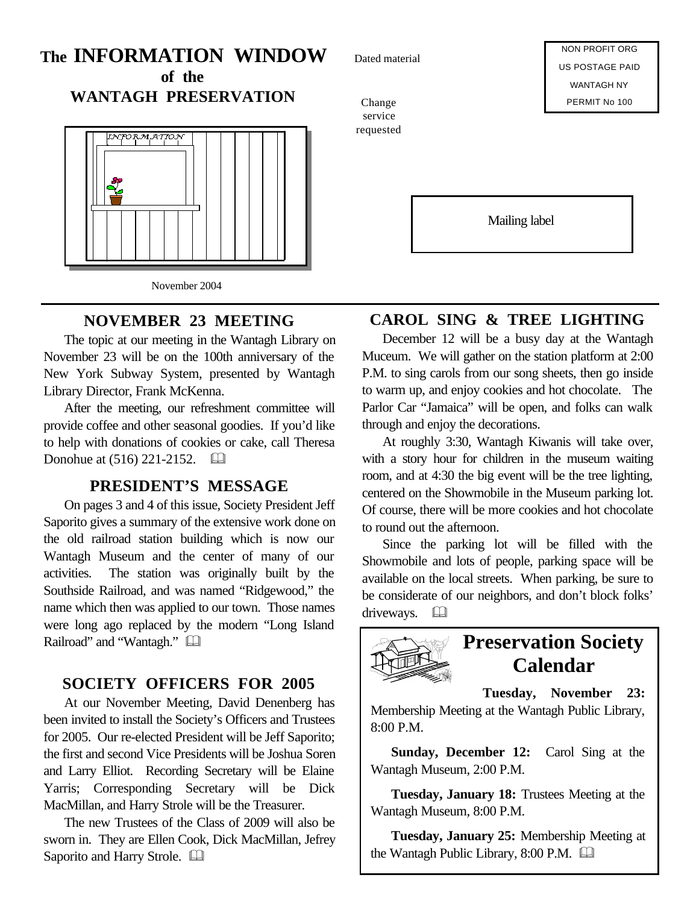# The INFORMATION WINDOW of the WANTAGH PRESERVATION

Dated material

Change service requested

NON PROFIT ORG
US POSTAGE PAID
WANTAGH NY
PERMIT No 100

Mailing label

November 2004

## NOVEMBER 23 MEETING

The topic at our meeting in the Wantagh Library on November 23 will be on the 100th anniversary of the New York Subway System, presented by Wantagh Library Director, Frank McKenna.

After the meeting, our refreshment committee will provide coffee and other seasonal goodies. If you'd like to help with donations of cookies or cake, call Theresa Donohue at (516) 221-2152.

## PRESIDENT'S MESSAGE

On pages 3 and 4 of this issue, Society President Jeff Saporito gives a summary of the extensive work done on the old railroad station building which is now our Wantagh Museum and the center of many of our activities. The station was originally built by the Southside Railroad, and was named "Ridgewood," the name which then was applied to our town. Those names were long ago replaced by the modern "Long Island Railroad" and "Wantagh."

## SOCIETY OFFICERS FOR 2005

At our November Meeting, David Denenberg has been invited to install the Society's Officers and Trustees for 2005. Our re-elected President will be Jeff Saporito; the first and second Vice Presidents will be Joshua Soren and Larry Elliot. Recording Secretary will be Elaine Yarris; Corresponding Secretary will be Dick MacMillan, and Harry Strole will be the Treasurer.

The new Trustees of the Class of 2009 will also be sworn in. They are Ellen Cook, Dick MacMillan, Jefrey Saporito and Harry Strole.

## CAROL SING & TREE LIGHTING

December 12 will be a busy day at the Wantagh Muceum. We will gather on the station platform at 2:00 P.M. to sing carols from our song sheets, then go inside to warm up, and enjoy cookies and hot chocolate. The Parlor Car "Jamaica" will be open, and folks can walk through and enjoy the decorations.

At roughly 3:30, Wantagh Kiwanis will take over, with a story hour for children in the museum waiting room, and at 4:30 the big event will be the tree lighting, centered on the Showmobile in the Museum parking lot. Of course, there will be more cookies and hot chocolate to round out the afternoon.

Since the parking lot will be filled with the Showmobile and lots of people, parking space will be available on the local streets. When parking, be sure to be considerate of our neighbors, and don't block folks' driveways.

## Preservation Society Calendar

**Tuesday, November 23:** Membership Meeting at the Wantagh Public Library, 8:00 P.M.

**Sunday, December 12:** Carol Sing at the Wantagh Museum, 2:00 P.M.

**Tuesday, January 18:** Trustees Meeting at the Wantagh Museum, 8:00 P.M.

**Tuesday, January 25:** Membership Meeting at the Wantagh Public Library, 8:00 P.M.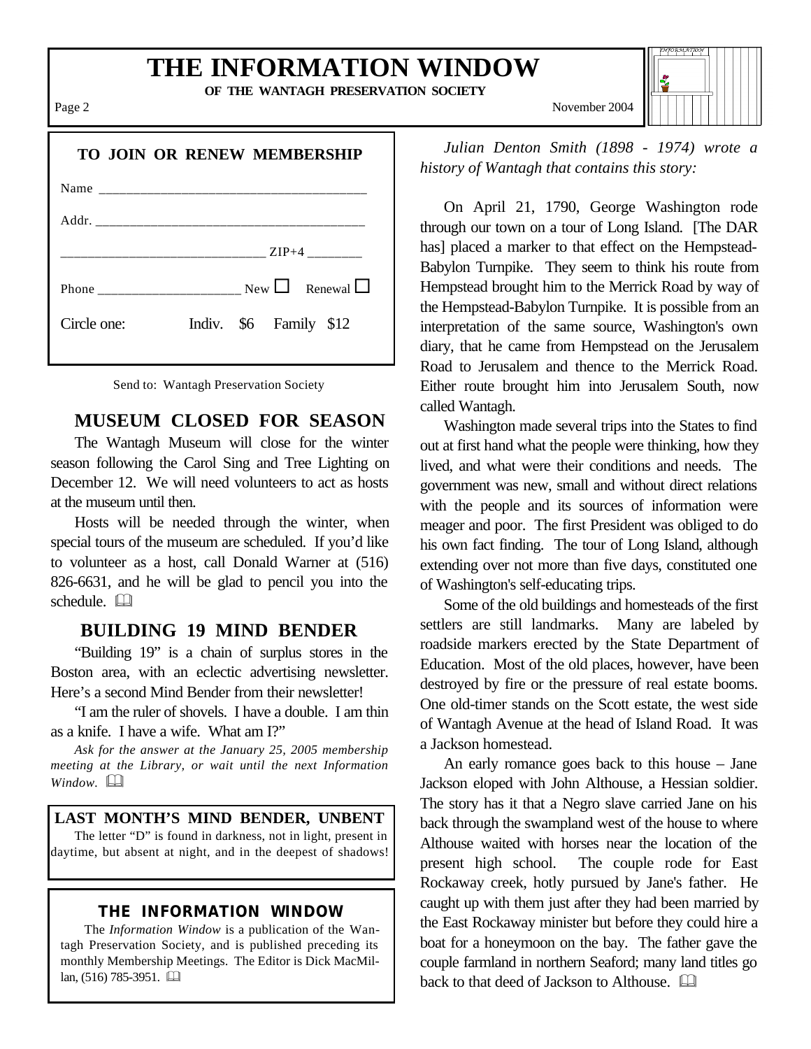# THE INFORMATION WINDOW

**OF THE WANTAGH PRESERVATION SOCIETY**

### TO JOIN OR RENEW MEMBERSHIP

Name _______________________________________

Addr. _______________________________________

______________________________ ZIP+4 ________

Phone _____________________ New ☐ Renewal ☐

Circle one: Indiv. $6 Family $12

Send to: Wantagh Preservation Society

## MUSEUM CLOSED FOR SEASON

The Wantagh Museum will close for the winter season following the Carol Sing and Tree Lighting on December 12. We will need volunteers to act as hosts at the museum until then.

Hosts will be needed through the winter, when special tours of the museum are scheduled. If you'd like to volunteer as a host, call Donald Warner at (516) 826-6631, and he will be glad to pencil you into the schedule. 🕮

## BUILDING 19 MIND BENDER

"Building 19" is a chain of surplus stores in the Boston area, with an eclectic advertising newsletter. Here's a second Mind Bender from their newsletter!

"I am the ruler of shovels. I have a double. I am thin as a knife. I have a wife. What am I?"

*Ask for the answer at the January 25, 2005 membership meeting at the Library, or wait until the next Information Window.* 🕮

### LAST MONTH'S MIND BENDER, UNBENT

The letter "D" is found in darkness, not in light, present in daytime, but absent at night, and in the deepest of shadows!

### THE INFORMATION WINDOW

The *Information Window* is a publication of the Wantagh Preservation Society, and is published preceding its monthly Membership Meetings. The Editor is Dick MacMillan, (516) 785-3951. 🕮

*Julian Denton Smith (1898 - 1974) wrote a history of Wantagh that contains this story:*

On April 21, 1790, George Washington rode through our town on a tour of Long Island. [The DAR has] placed a marker to that effect on the Hempstead-Babylon Turnpike. They seem to think his route from Hempstead brought him to the Merrick Road by way of the Hempstead-Babylon Turnpike. It is possible from an interpretation of the same source, Washington's own diary, that he came from Hempstead on the Jerusalem Road to Jerusalem and thence to the Merrick Road. Either route brought him into Jerusalem South, now called Wantagh.

Washington made several trips into the States to find out at first hand what the people were thinking, how they lived, and what were their conditions and needs. The government was new, small and without direct relations with the people and its sources of information were meager and poor. The first President was obliged to do his own fact finding. The tour of Long Island, although extending over not more than five days, constituted one of Washington's self-educating trips.

Some of the old buildings and homesteads of the first settlers are still landmarks. Many are labeled by roadside markers erected by the State Department of Education. Most of the old places, however, have been destroyed by fire or the pressure of real estate booms. One old-timer stands on the Scott estate, the west side of Wantagh Avenue at the head of Island Road. It was a Jackson homestead.

An early romance goes back to this house – Jane Jackson eloped with John Althouse, a Hessian soldier. The story has it that a Negro slave carried Jane on his back through the swampland west of the house to where Althouse waited with horses near the location of the present high school. The couple rode for East Rockaway creek, hotly pursued by Jane's father. He caught up with them just after they had been married by the East Rockaway minister but before they could hire a boat for a honeymoon on the bay. The father gave the couple farmland in northern Seaford; many land titles go back to that deed of Jackson to Althouse. 🕮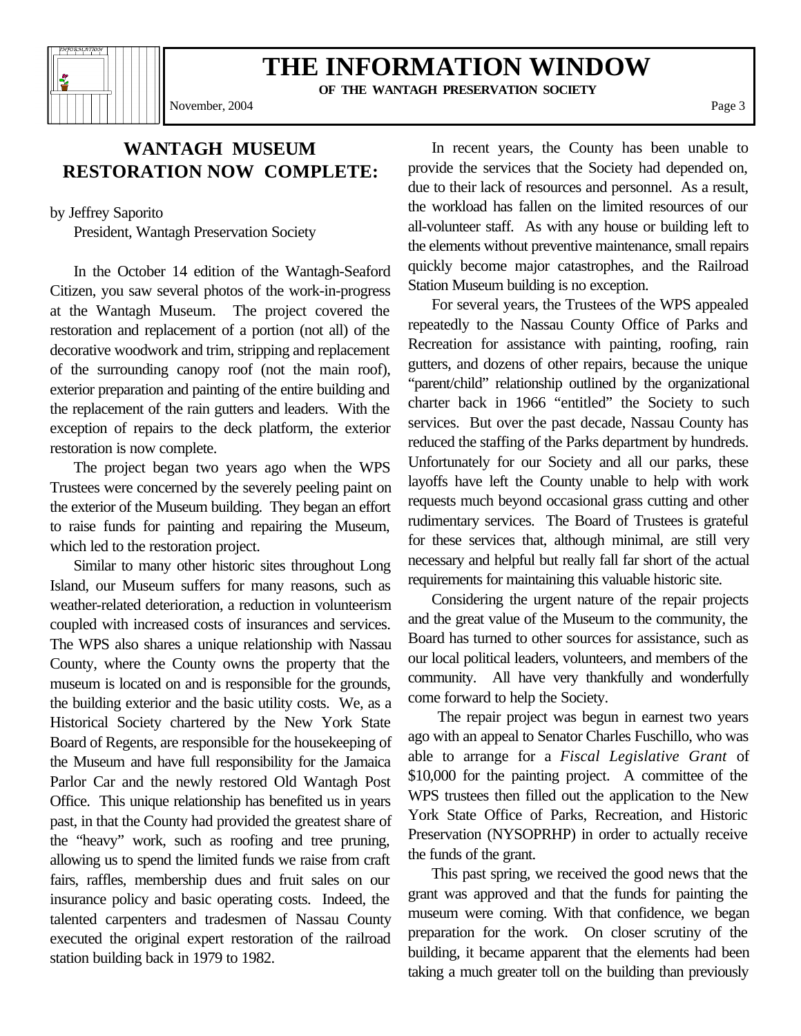## WANTAGH MUSEUM RESTORATION NOW COMPLETE:

by Jeffrey Saporito
President, Wantagh Preservation Society

In the October 14 edition of the Wantagh-Seaford Citizen, you saw several photos of the work-in-progress at the Wantagh Museum. The project covered the restoration and replacement of a portion (not all) of the decorative woodwork and trim, stripping and replacement of the surrounding canopy roof (not the main roof), exterior preparation and painting of the entire building and the replacement of the rain gutters and leaders. With the exception of repairs to the deck platform, the exterior restoration is now complete.

The project began two years ago when the WPS Trustees were concerned by the severely peeling paint on the exterior of the Museum building. They began an effort to raise funds for painting and repairing the Museum, which led to the restoration project.

Similar to many other historic sites throughout Long Island, our Museum suffers for many reasons, such as weather-related deterioration, a reduction in volunteerism coupled with increased costs of insurances and services. The WPS also shares a unique relationship with Nassau County, where the County owns the property that the museum is located on and is responsible for the grounds, the building exterior and the basic utility costs. We, as a Historical Society chartered by the New York State Board of Regents, are responsible for the housekeeping of the Museum and have full responsibility for the Jamaica Parlor Car and the newly restored Old Wantagh Post Office. This unique relationship has benefited us in years past, in that the County had provided the greatest share of the "heavy" work, such as roofing and tree pruning, allowing us to spend the limited funds we raise from craft fairs, raffles, membership dues and fruit sales on our insurance policy and basic operating costs. Indeed, the talented carpenters and tradesmen of Nassau County executed the original expert restoration of the railroad station building back in 1979 to 1982.

In recent years, the County has been unable to provide the services that the Society had depended on, due to their lack of resources and personnel. As a result, the workload has fallen on the limited resources of our all-volunteer staff. As with any house or building left to the elements without preventive maintenance, small repairs quickly become major catastrophes, and the Railroad Station Museum building is no exception.

For several years, the Trustees of the WPS appealed repeatedly to the Nassau County Office of Parks and Recreation for assistance with painting, roofing, rain gutters, and dozens of other repairs, because the unique "parent/child" relationship outlined by the organizational charter back in 1966 "entitled" the Society to such services. But over the past decade, Nassau County has reduced the staffing of the Parks department by hundreds. Unfortunately for our Society and all our parks, these layoffs have left the County unable to help with work requests much beyond occasional grass cutting and other rudimentary services. The Board of Trustees is grateful for these services that, although minimal, are still very necessary and helpful but really fall far short of the actual requirements for maintaining this valuable historic site.

Considering the urgent nature of the repair projects and the great value of the Museum to the community, the Board has turned to other sources for assistance, such as our local political leaders, volunteers, and members of the community. All have very thankfully and wonderfully come forward to help the Society.

The repair project was begun in earnest two years ago with an appeal to Senator Charles Fuschillo, who was able to arrange for a *Fiscal Legislative Grant* of $10,000 for the painting project. A committee of the WPS trustees then filled out the application to the New York State Office of Parks, Recreation, and Historic Preservation (NYSOPRHP) in order to actually receive the funds of the grant.

This past spring, we received the good news that the grant was approved and that the funds for painting the museum were coming. With that confidence, we began preparation for the work. On closer scrutiny of the building, it became apparent that the elements had been taking a much greater toll on the building than previously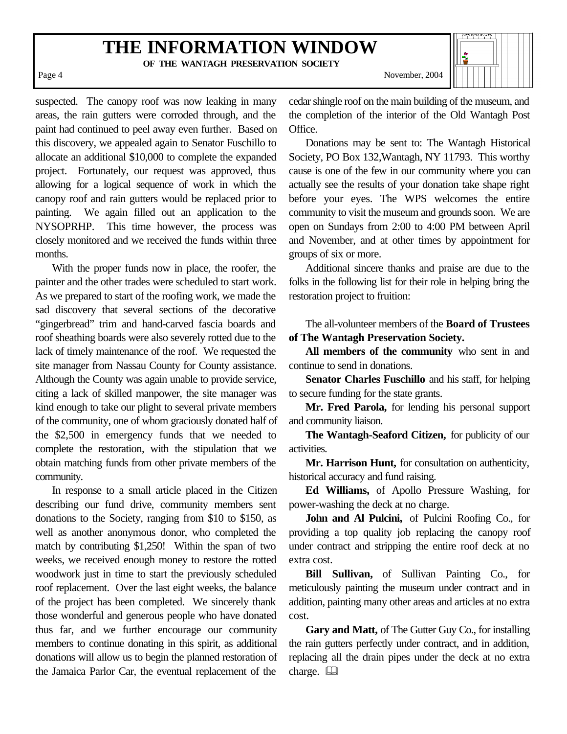suspected. The canopy roof was now leaking in many areas, the rain gutters were corroded through, and the paint had continued to peel away even further. Based on this discovery, we appealed again to Senator Fuschillo to allocate an additional $10,000 to complete the expanded project. Fortunately, our request was approved, thus allowing for a logical sequence of work in which the canopy roof and rain gutters would be replaced prior to painting. We again filled out an application to the NYSOPRHP. This time however, the process was closely monitored and we received the funds within three months.

With the proper funds now in place, the roofer, the painter and the other trades were scheduled to start work. As we prepared to start of the roofing work, we made the sad discovery that several sections of the decorative "gingerbread" trim and hand-carved fascia boards and roof sheathing boards were also severely rotted due to the lack of timely maintenance of the roof. We requested the site manager from Nassau County for County assistance. Although the County was again unable to provide service, citing a lack of skilled manpower, the site manager was kind enough to take our plight to several private members of the community, one of whom graciously donated half of the $2,500 in emergency funds that we needed to complete the restoration, with the stipulation that we obtain matching funds from other private members of the community.

In response to a small article placed in the Citizen describing our fund drive, community members sent donations to the Society, ranging from $10 to $150, as well as another anonymous donor, who completed the match by contributing $1,250! Within the span of two weeks, we received enough money to restore the rotted woodwork just in time to start the previously scheduled roof replacement. Over the last eight weeks, the balance of the project has been completed. We sincerely thank those wonderful and generous people who have donated thus far, and we further encourage our community members to continue donating in this spirit, as additional donations will allow us to begin the planned restoration of the Jamaica Parlor Car, the eventual replacement of the cedar shingle roof on the main building of the museum, and the completion of the interior of the Old Wantagh Post Office.

Donations may be sent to: The Wantagh Historical Society, PO Box 132,Wantagh, NY 11793. This worthy cause is one of the few in our community where you can actually see the results of your donation take shape right before your eyes. The WPS welcomes the entire community to visit the museum and grounds soon. We are open on Sundays from 2:00 to 4:00 PM between April and November, and at other times by appointment for groups of six or more.

Additional sincere thanks and praise are due to the folks in the following list for their role in helping bring the restoration project to fruition:

The all-volunteer members of the **Board of Trustees of The Wantagh Preservation Society.**

**All members of the community** who sent in and continue to send in donations.

**Senator Charles Fuschillo** and his staff, for helping to secure funding for the state grants.

**Mr. Fred Parola,** for lending his personal support and community liaison.

**The Wantagh-Seaford Citizen,** for publicity of our activities.

**Mr. Harrison Hunt,** for consultation on authenticity, historical accuracy and fund raising.

**Ed Williams,** of Apollo Pressure Washing, for power-washing the deck at no charge.

**John and Al Pulcini,** of Pulcini Roofing Co., for providing a top quality job replacing the canopy roof under contract and stripping the entire roof deck at no extra cost.

**Bill Sullivan,** of Sullivan Painting Co., for meticulously painting the museum under contract and in addition, painting many other areas and articles at no extra cost.

**Gary and Matt,** of The Gutter Guy Co., for installing the rain gutters perfectly under contract, and in addition, replacing all the drain pipes under the deck at no extra charge.